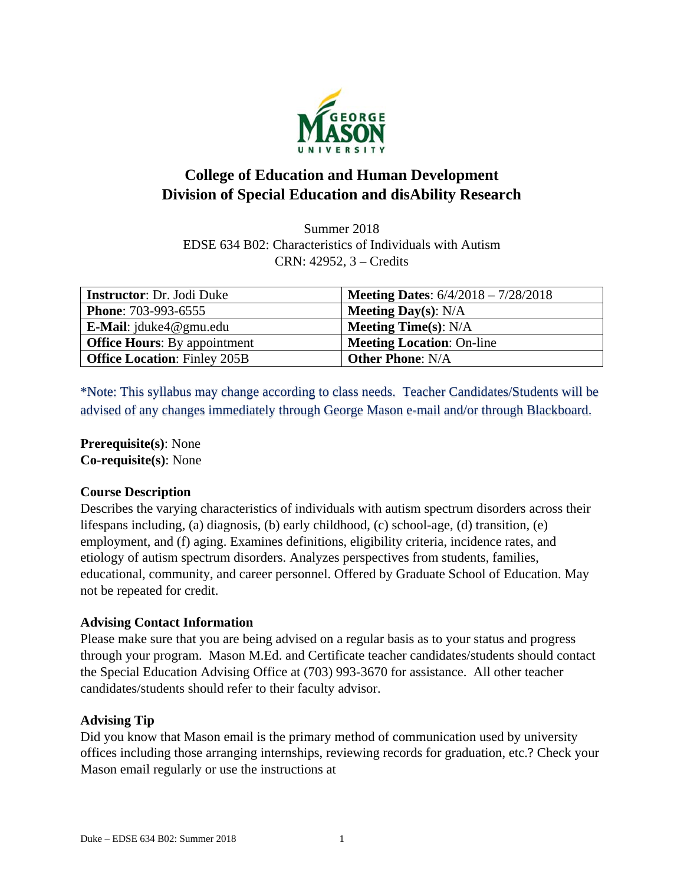# College of Education and Human Development
# Division of Special Education and disAbility Research

Summer 2018
EDSE 634 B02: Characteristics of Individuals with Autism
CRN: 42952, 3 – Credits

| **Instructor**: Dr. Jodi Duke | **Meeting Dates**: 6/4/2018 – 7/28/2018 |
|---|---|
| **Phone**: 703-993-6555 | **Meeting Day(s)**: N/A |
| **E-Mail**: jduke4@gmu.edu | **Meeting Time(s)**: N/A |
| **Office Hours**: By appointment | **Meeting Location**: On-line |
| **Office Location**: Finley 205B | **Other Phone**: N/A |

*Note: This syllabus may change according to class needs. Teacher Candidates/Students will be advised of any changes immediately through George Mason e-mail and/or through Blackboard.

**Prerequisite(s)**: None
**Co-requisite(s)**: None

### Course Description

Describes the varying characteristics of individuals with autism spectrum disorders across their lifespans including, (a) diagnosis, (b) early childhood, (c) school-age, (d) transition, (e) employment, and (f) aging. Examines definitions, eligibility criteria, incidence rates, and etiology of autism spectrum disorders. Analyzes perspectives from students, families, educational, community, and career personnel. Offered by Graduate School of Education. May not be repeated for credit.

### Advising Contact Information

Please make sure that you are being advised on a regular basis as to your status and progress through your program. Mason M.Ed. and Certificate teacher candidates/students should contact the Special Education Advising Office at (703) 993-3670 for assistance. All other teacher candidates/students should refer to their faculty advisor.

### Advising Tip

Did you know that Mason email is the primary method of communication used by university offices including those arranging internships, reviewing records for graduation, etc.? Check your Mason email regularly or use the instructions at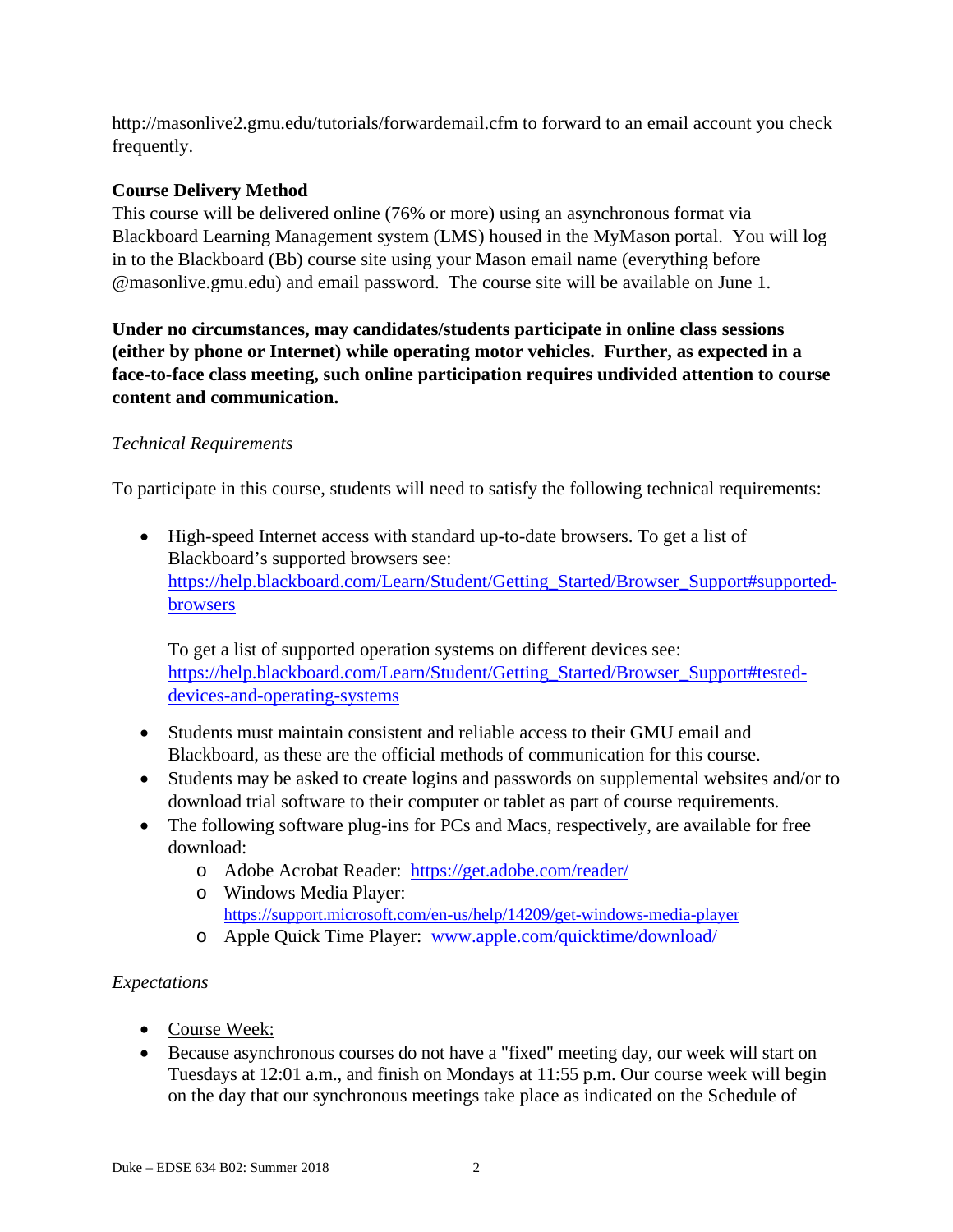http://masonlive2.gmu.edu/tutorials/forwardemail.cfm to forward to an email account you check frequently.

**Course Delivery Method**

This course will be delivered online (76% or more) using an asynchronous format via Blackboard Learning Management system (LMS) housed in the MyMason portal. You will log in to the Blackboard (Bb) course site using your Mason email name (everything before @masonlive.gmu.edu) and email password. The course site will be available on June 1.

**Under no circumstances, may candidates/students participate in online class sessions (either by phone or Internet) while operating motor vehicles. Further, as expected in a face-to-face class meeting, such online participation requires undivided attention to course content and communication.**

*Technical Requirements*

To participate in this course, students will need to satisfy the following technical requirements:

- High-speed Internet access with standard up-to-date browsers. To get a list of Blackboard's supported browsers see: https://help.blackboard.com/Learn/Student/Getting_Started/Browser_Support#supported-browsers

  To get a list of supported operation systems on different devices see: https://help.blackboard.com/Learn/Student/Getting_Started/Browser_Support#tested-devices-and-operating-systems

- Students must maintain consistent and reliable access to their GMU email and Blackboard, as these are the official methods of communication for this course.
- Students may be asked to create logins and passwords on supplemental websites and/or to download trial software to their computer or tablet as part of course requirements.
- The following software plug-ins for PCs and Macs, respectively, are available for free download:
  - Adobe Acrobat Reader: https://get.adobe.com/reader/
  - Windows Media Player: https://support.microsoft.com/en-us/help/14209/get-windows-media-player
  - Apple Quick Time Player: www.apple.com/quicktime/download/

*Expectations*

- Course Week:
- Because asynchronous courses do not have a "fixed" meeting day, our week will start on Tuesdays at 12:01 a.m., and finish on Mondays at 11:55 p.m. Our course week will begin on the day that our synchronous meetings take place as indicated on the Schedule of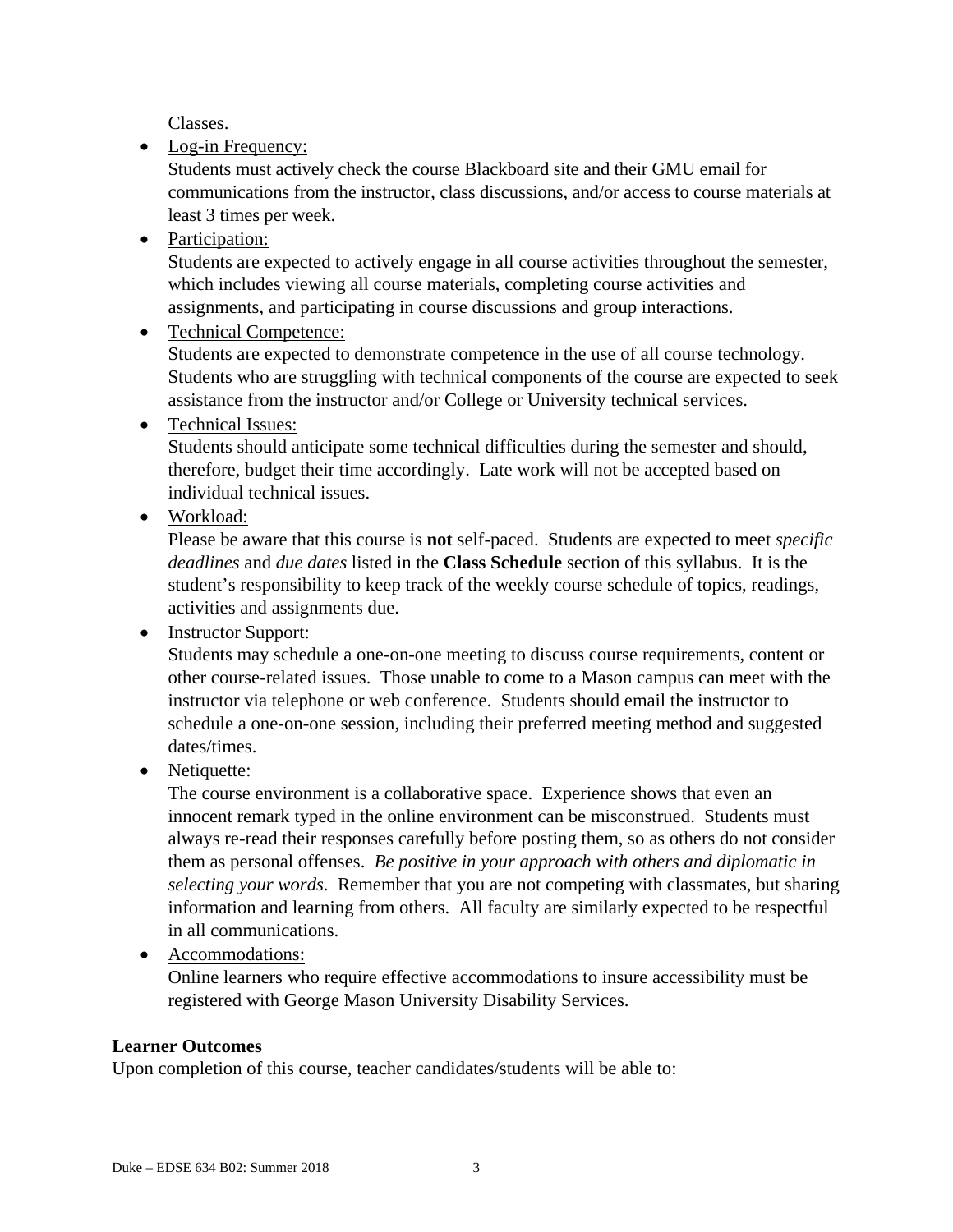Classes.

- Log-in Frequency:
  Students must actively check the course Blackboard site and their GMU email for communications from the instructor, class discussions, and/or access to course materials at least 3 times per week.
- Participation:
  Students are expected to actively engage in all course activities throughout the semester, which includes viewing all course materials, completing course activities and assignments, and participating in course discussions and group interactions.
- Technical Competence:
  Students are expected to demonstrate competence in the use of all course technology. Students who are struggling with technical components of the course are expected to seek assistance from the instructor and/or College or University technical services.
- Technical Issues:
  Students should anticipate some technical difficulties during the semester and should, therefore, budget their time accordingly. Late work will not be accepted based on individual technical issues.
- Workload:
  Please be aware that this course is **not** self-paced. Students are expected to meet *specific deadlines* and *due dates* listed in the **Class Schedule** section of this syllabus. It is the student's responsibility to keep track of the weekly course schedule of topics, readings, activities and assignments due.
- Instructor Support:
  Students may schedule a one-on-one meeting to discuss course requirements, content or other course-related issues. Those unable to come to a Mason campus can meet with the instructor via telephone or web conference. Students should email the instructor to schedule a one-on-one session, including their preferred meeting method and suggested dates/times.
- Netiquette:
  The course environment is a collaborative space. Experience shows that even an innocent remark typed in the online environment can be misconstrued. Students must always re-read their responses carefully before posting them, so as others do not consider them as personal offenses. *Be positive in your approach with others and diplomatic in selecting your words*. Remember that you are not competing with classmates, but sharing information and learning from others. All faculty are similarly expected to be respectful in all communications.
- Accommodations:
  Online learners who require effective accommodations to insure accessibility must be registered with George Mason University Disability Services.

**Learner Outcomes**

Upon completion of this course, teacher candidates/students will be able to: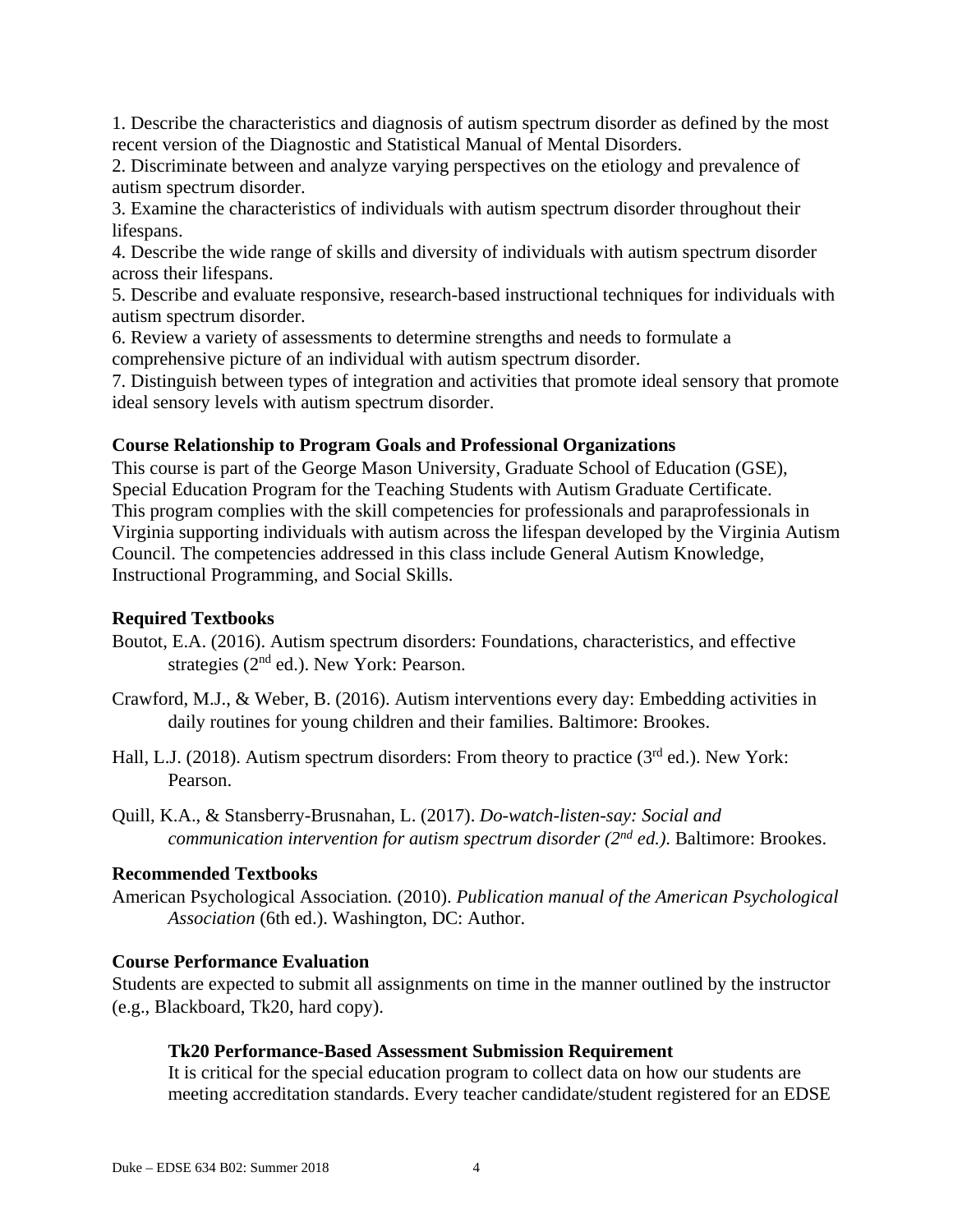1. Describe the characteristics and diagnosis of autism spectrum disorder as defined by the most recent version of the Diagnostic and Statistical Manual of Mental Disorders.
2. Discriminate between and analyze varying perspectives on the etiology and prevalence of autism spectrum disorder.
3. Examine the characteristics of individuals with autism spectrum disorder throughout their lifespans.
4. Describe the wide range of skills and diversity of individuals with autism spectrum disorder across their lifespans.
5. Describe and evaluate responsive, research-based instructional techniques for individuals with autism spectrum disorder.
6. Review a variety of assessments to determine strengths and needs to formulate a comprehensive picture of an individual with autism spectrum disorder.
7. Distinguish between types of integration and activities that promote ideal sensory that promote ideal sensory levels with autism spectrum disorder.

### Course Relationship to Program Goals and Professional Organizations

This course is part of the George Mason University, Graduate School of Education (GSE), Special Education Program for the Teaching Students with Autism Graduate Certificate. This program complies with the skill competencies for professionals and paraprofessionals in Virginia supporting individuals with autism across the lifespan developed by the Virginia Autism Council. The competencies addressed in this class include General Autism Knowledge, Instructional Programming, and Social Skills.

### Required Textbooks

Boutot, E.A. (2016). Autism spectrum disorders: Foundations, characteristics, and effective strategies (2nd ed.). New York: Pearson.

Crawford, M.J., & Weber, B. (2016). Autism interventions every day: Embedding activities in daily routines for young children and their families. Baltimore: Brookes.

Hall, L.J. (2018). Autism spectrum disorders: From theory to practice (3rd ed.). New York: Pearson.

Quill, K.A., & Stansberry-Brusnahan, L. (2017). *Do-watch-listen-say: Social and communication intervention for autism spectrum disorder (2nd ed.)*. Baltimore: Brookes.

### Recommended Textbooks

American Psychological Association. (2010). *Publication manual of the American Psychological Association* (6th ed.). Washington, DC: Author.

### Course Performance Evaluation

Students are expected to submit all assignments on time in the manner outlined by the instructor (e.g., Blackboard, Tk20, hard copy).

#### Tk20 Performance-Based Assessment Submission Requirement

It is critical for the special education program to collect data on how our students are meeting accreditation standards. Every teacher candidate/student registered for an EDSE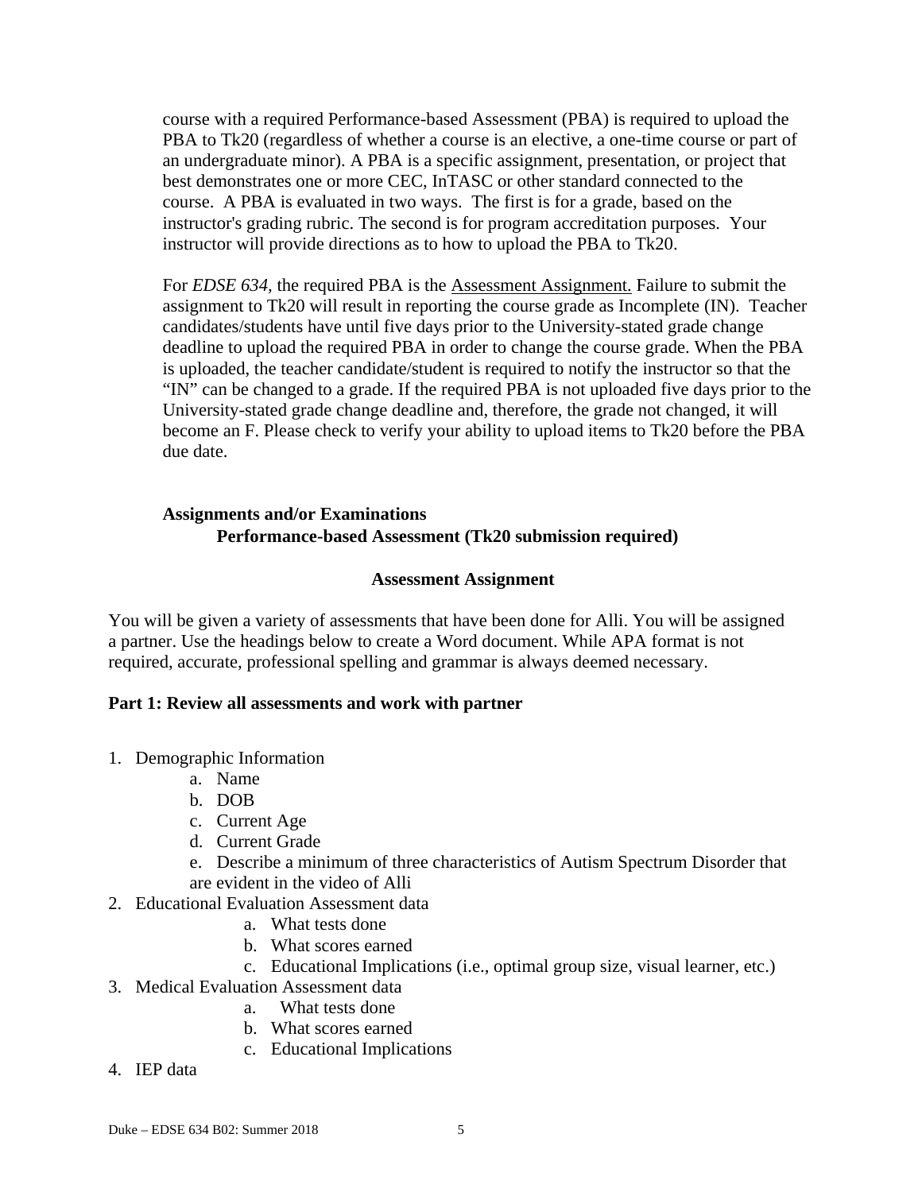course with a required Performance-based Assessment (PBA) is required to upload the PBA to Tk20 (regardless of whether a course is an elective, a one-time course or part of an undergraduate minor). A PBA is a specific assignment, presentation, or project that best demonstrates one or more CEC, InTASC or other standard connected to the course. A PBA is evaluated in two ways. The first is for a grade, based on the instructor's grading rubric. The second is for program accreditation purposes. Your instructor will provide directions as to how to upload the PBA to Tk20.

For *EDSE 634*, the required PBA is the Assessment Assignment. Failure to submit the assignment to Tk20 will result in reporting the course grade as Incomplete (IN). Teacher candidates/students have until five days prior to the University-stated grade change deadline to upload the required PBA in order to change the course grade. When the PBA is uploaded, the teacher candidate/student is required to notify the instructor so that the "IN" can be changed to a grade. If the required PBA is not uploaded five days prior to the University-stated grade change deadline and, therefore, the grade not changed, it will become an F. Please check to verify your ability to upload items to Tk20 before the PBA due date.

**Assignments and/or Examinations**

**Performance-based Assessment (Tk20 submission required)**

**Assessment Assignment**

You will be given a variety of assessments that have been done for Alli. You will be assigned a partner. Use the headings below to create a Word document. While APA format is not required, accurate, professional spelling and grammar is always deemed necessary.

**Part 1: Review all assessments and work with partner**

1. Demographic Information
   a. Name
   b. DOB
   c. Current Age
   d. Current Grade
   e. Describe a minimum of three characteristics of Autism Spectrum Disorder that are evident in the video of Alli
2. Educational Evaluation Assessment data
   a. What tests done
   b. What scores earned
   c. Educational Implications (i.e., optimal group size, visual learner, etc.)
3. Medical Evaluation Assessment data
   a. What tests done
   b. What scores earned
   c. Educational Implications
4. IEP data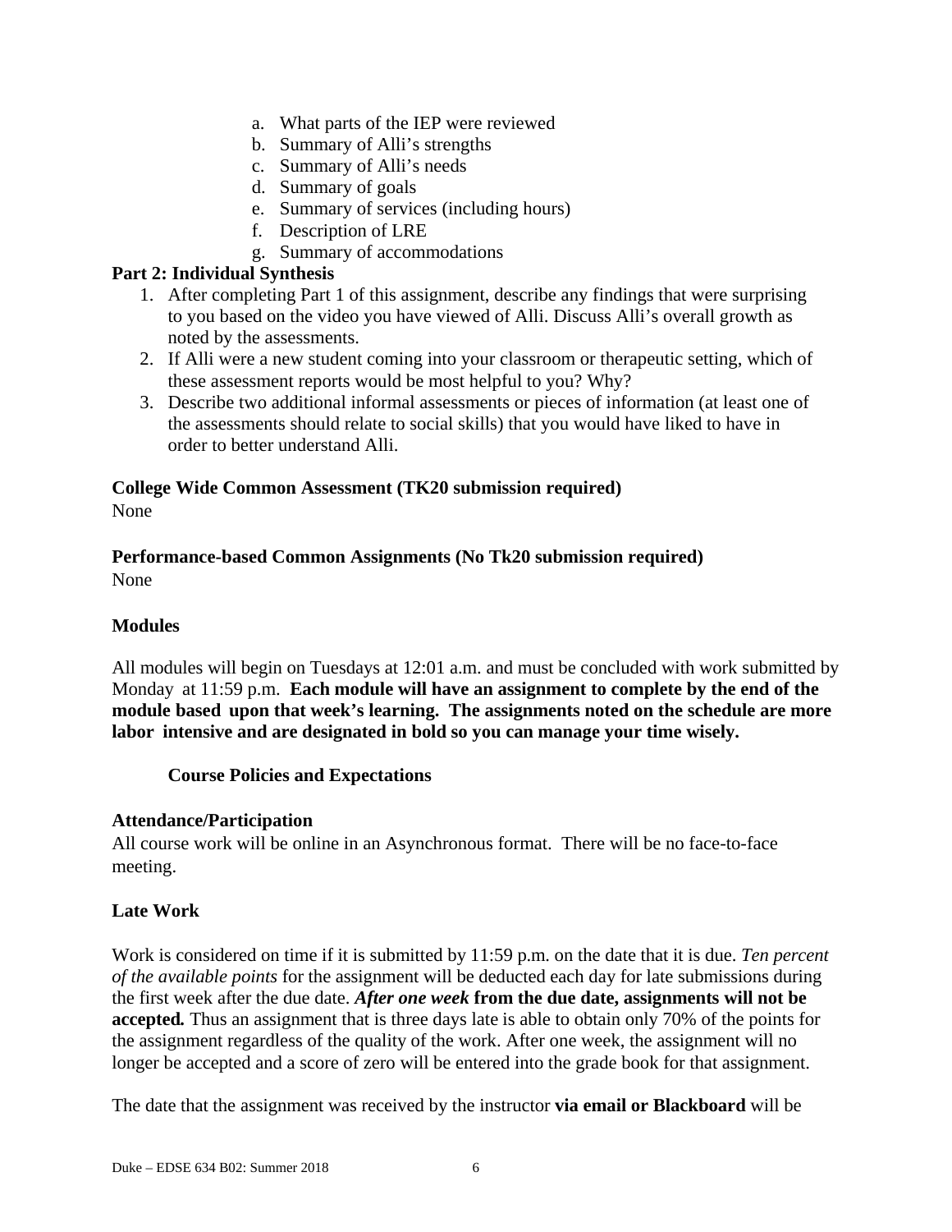a. What parts of the IEP were reviewed
b. Summary of Alli's strengths
c. Summary of Alli's needs
d. Summary of goals
e. Summary of services (including hours)
f. Description of LRE
g. Summary of accommodations

**Part 2: Individual Synthesis**

1. After completing Part 1 of this assignment, describe any findings that were surprising to you based on the video you have viewed of Alli. Discuss Alli's overall growth as noted by the assessments.
2. If Alli were a new student coming into your classroom or therapeutic setting, which of these assessment reports would be most helpful to you? Why?
3. Describe two additional informal assessments or pieces of information (at least one of the assessments should relate to social skills) that you would have liked to have in order to better understand Alli.

**College Wide Common Assessment (TK20 submission required)**
None

**Performance-based Common Assignments (No Tk20 submission required)**
None

**Modules**

All modules will begin on Tuesdays at 12:01 a.m. and must be concluded with work submitted by Monday at 11:59 p.m. **Each module will have an assignment to complete by the end of the module based upon that week's learning. The assignments noted on the schedule are more labor intensive and are designated in bold so you can manage your time wisely.**

## Course Policies and Expectations

**Attendance/Participation**
All course work will be online in an Asynchronous format. There will be no face-to-face meeting.

**Late Work**

Work is considered on time if it is submitted by 11:59 p.m. on the date that it is due. *Ten percent of the available points* for the assignment will be deducted each day for late submissions during the first week after the due date. ***After one week* from the due date, assignments will not be accepted*.*** Thus an assignment that is three days late is able to obtain only 70% of the points for the assignment regardless of the quality of the work. After one week, the assignment will no longer be accepted and a score of zero will be entered into the grade book for that assignment.

The date that the assignment was received by the instructor **via email or Blackboard** will be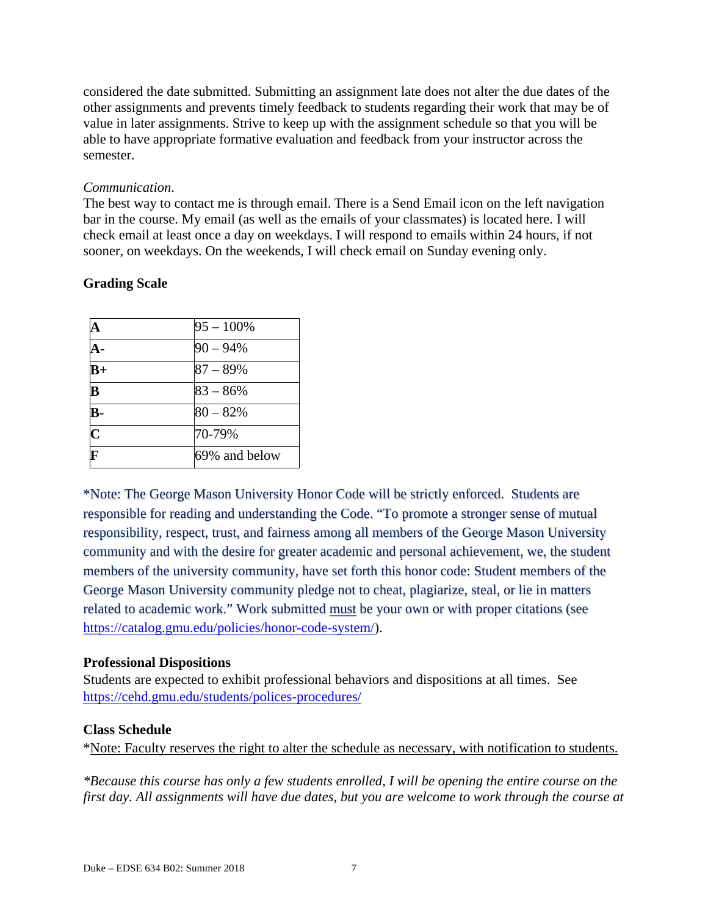considered the date submitted. Submitting an assignment late does not alter the due dates of the other assignments and prevents timely feedback to students regarding their work that may be of value in later assignments. Strive to keep up with the assignment schedule so that you will be able to have appropriate formative evaluation and feedback from your instructor across the semester.

*Communication*.
The best way to contact me is through email. There is a Send Email icon on the left navigation bar in the course. My email (as well as the emails of your classmates) is located here. I will check email at least once a day on weekdays. I will respond to emails within 24 hours, if not sooner, on weekdays. On the weekends, I will check email on Sunday evening only.

**Grading Scale**

| | |
|---|---|
| **A** | 95 – 100% |
| **A-** | 90 – 94% |
| **B+** | 87 – 89% |
| **B** | 83 – 86% |
| **B-** | 80 – 82% |
| **C** | 70-79% |
| **F** | 69% and below |

*Note: The George Mason University Honor Code will be strictly enforced. Students are responsible for reading and understanding the Code. "To promote a stronger sense of mutual responsibility, respect, trust, and fairness among all members of the George Mason University community and with the desire for greater academic and personal achievement, we, the student members of the university community, have set forth this honor code: Student members of the George Mason University community pledge not to cheat, plagiarize, steal, or lie in matters related to academic work." Work submitted <u>must</u> be your own or with proper citations (see https://catalog.gmu.edu/policies/honor-code-system/).

**Professional Dispositions**
Students are expected to exhibit professional behaviors and dispositions at all times. See https://cehd.gmu.edu/students/polices-procedures/

**Class Schedule**
*<u>Note: Faculty reserves the right to alter the schedule as necessary, with notification to students.</u>

*\*Because this course has only a few students enrolled, I will be opening the entire course on the first day. All assignments will have due dates, but you are welcome to work through the course at*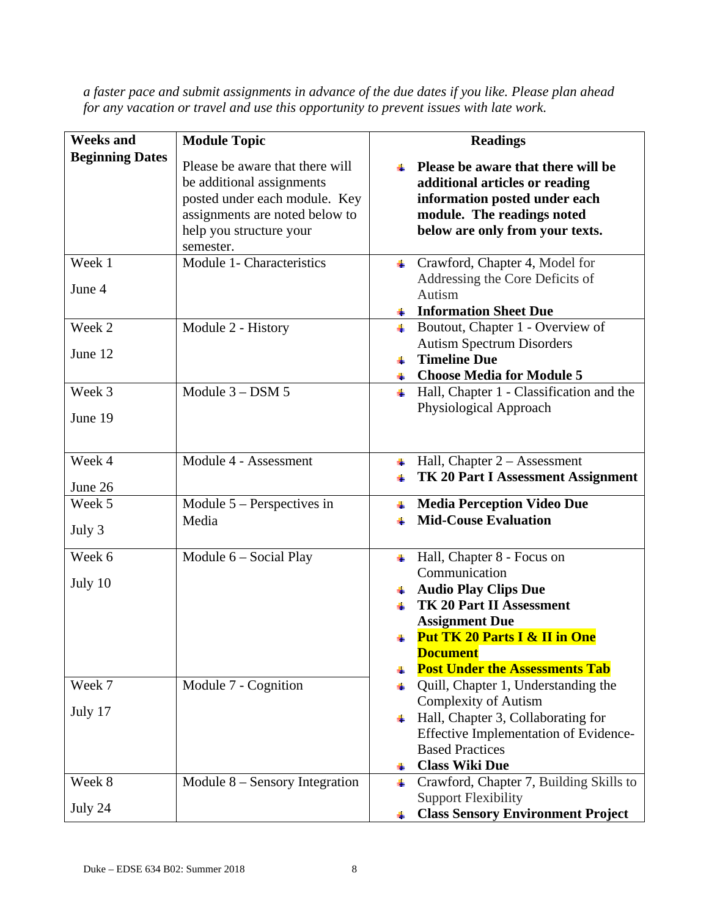*a faster pace and submit assignments in advance of the due dates if you like. Please plan ahead for any vacation or travel and use this opportunity to prevent issues with late work.*

| **Weeks and Beginning Dates** | **Module Topic**<br>Please be aware that there will be additional assignments posted under each module. Key assignments are noted below to help you structure your semester. | **Readings**<br>- **Please be aware that there will be additional articles or reading information posted under each module. The readings noted below are only from your texts.** |
|---|---|---|
| Week 1<br>June 4 | Module 1- Characteristics | - Crawford, Chapter 4, Model for Addressing the Core Deficits of Autism<br>- **Information Sheet Due** |
| Week 2<br>June 12 | Module 2 - History | - Boutout, Chapter 1 - Overview of Autism Spectrum Disorders<br>- **Timeline Due**<br>- **Choose Media for Module 5** |
| Week 3<br>June 19 | Module 3 – DSM 5 | - Hall, Chapter 1 - Classification and the Physiological Approach |
| Week 4<br>June 26 | Module 4 - Assessment | - Hall, Chapter 2 – Assessment<br>- **TK 20 Part I Assessment Assignment** |
| Week 5<br>July 3 | Module 5 – Perspectives in Media | - **Media Perception Video Due**<br>- **Mid-Couse Evaluation** |
| Week 6<br>July 10 | Module 6 – Social Play | - Hall, Chapter 8 - Focus on Communication<br>- **Audio Play Clips Due**<br>- **TK 20 Part II Assessment Assignment Due**<br>- **Put TK 20 Parts I & II in One Document**<br>- **Post Under the Assessments Tab** |
| Week 7<br>July 17 | Module 7 - Cognition | - Quill, Chapter 1, Understanding the Complexity of Autism<br>- Hall, Chapter 3, Collaborating for Effective Implementation of Evidence-Based Practices<br>- **Class Wiki Due** |
| Week 8<br>July 24 | Module 8 – Sensory Integration | - Crawford, Chapter 7, Building Skills to Support Flexibility<br>- **Class Sensory Environment Project** |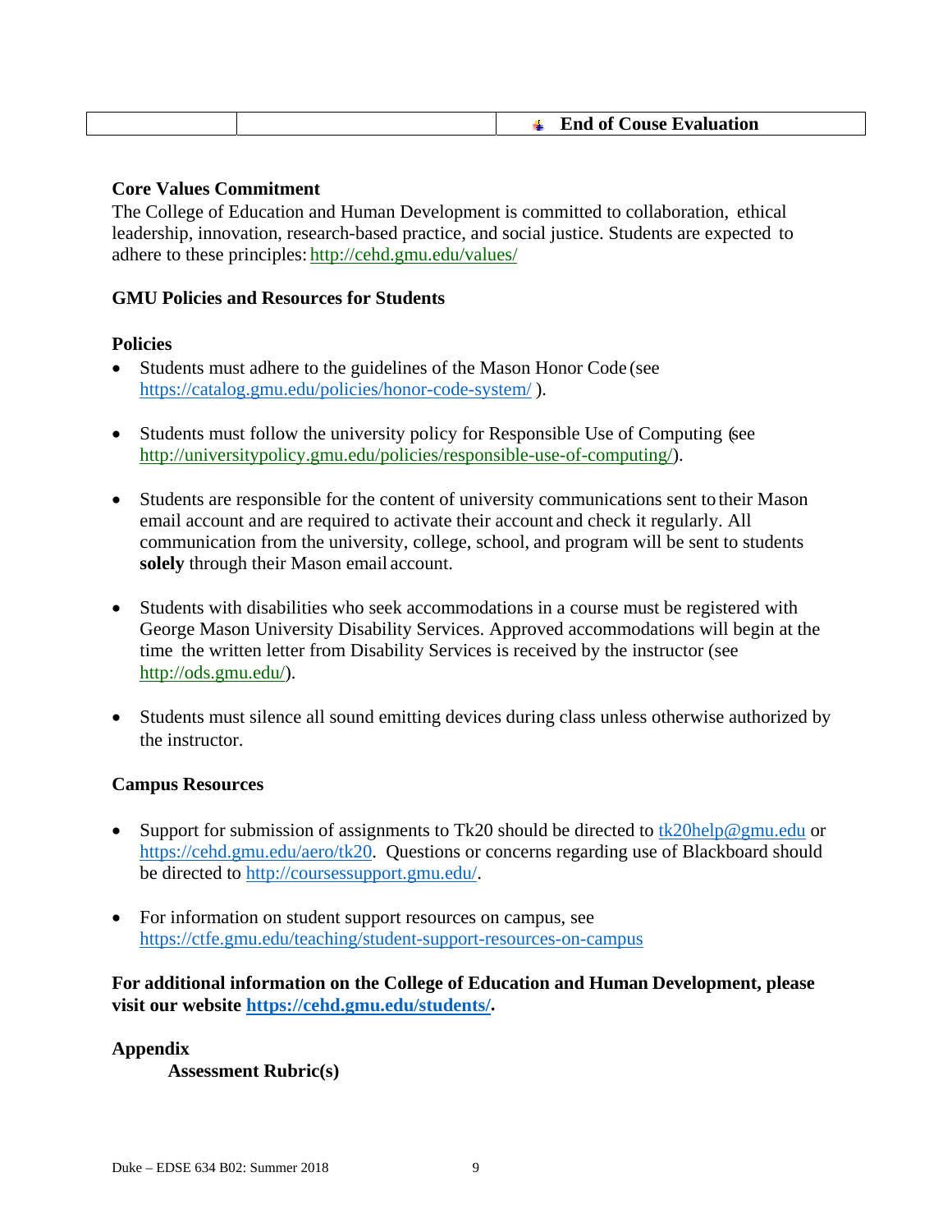|  |  | End of Couse Evaluation |
|---|---|---|

**Core Values Commitment**

The College of Education and Human Development is committed to collaboration, ethical leadership, innovation, research-based practice, and social justice. Students are expected to adhere to these principles: http://cehd.gmu.edu/values/

**GMU Policies and Resources for Students**

**Policies**

- Students must adhere to the guidelines of the Mason Honor Code (see https://catalog.gmu.edu/policies/honor-code-system/ ).
- Students must follow the university policy for Responsible Use of Computing (see http://universitypolicy.gmu.edu/policies/responsible-use-of-computing/).
- Students are responsible for the content of university communications sent to their Mason email account and are required to activate their account and check it regularly. All communication from the university, college, school, and program will be sent to students **solely** through their Mason email account.
- Students with disabilities who seek accommodations in a course must be registered with George Mason University Disability Services. Approved accommodations will begin at the time the written letter from Disability Services is received by the instructor (see http://ods.gmu.edu/).
- Students must silence all sound emitting devices during class unless otherwise authorized by the instructor.

**Campus Resources**

- Support for submission of assignments to Tk20 should be directed to tk20help@gmu.edu or https://cehd.gmu.edu/aero/tk20. Questions or concerns regarding use of Blackboard should be directed to http://coursessupport.gmu.edu/.
- For information on student support resources on campus, see https://ctfe.gmu.edu/teaching/student-support-resources-on-campus

**For additional information on the College of Education and Human Development, please visit our website https://cehd.gmu.edu/students/.**

**Appendix**

**Assessment Rubric(s)**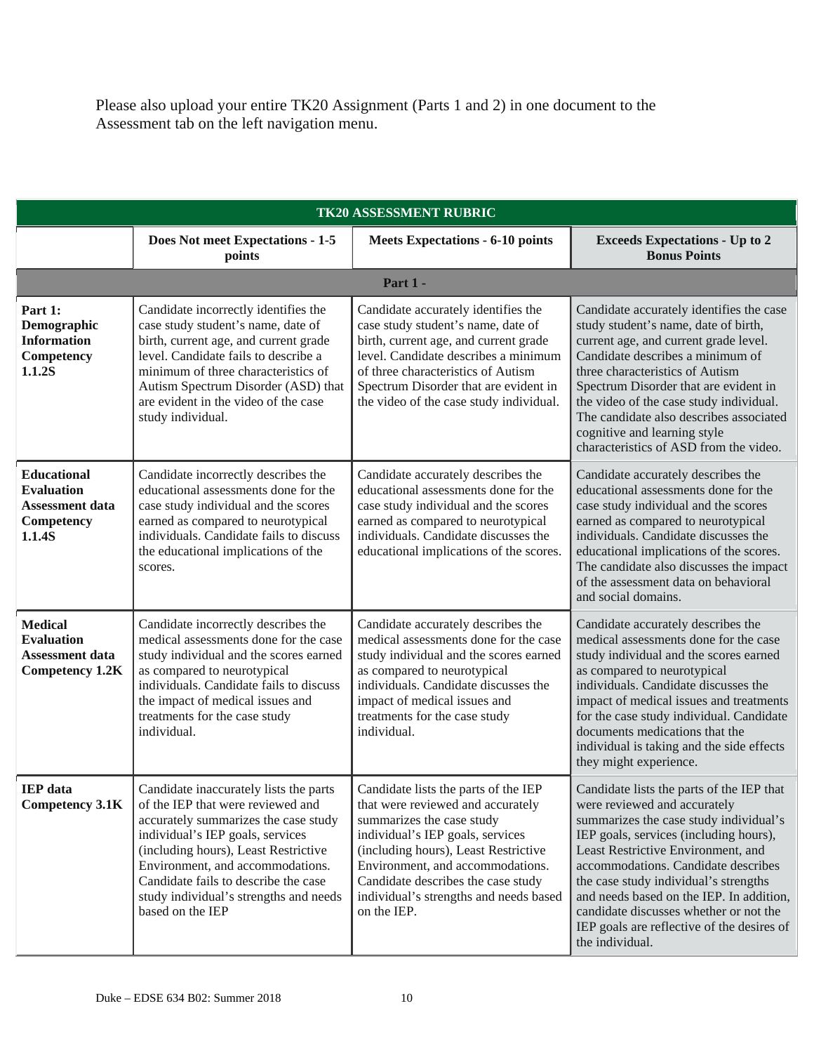Please also upload your entire TK20 Assignment (Parts 1 and 2) in one document to the Assessment tab on the left navigation menu.

| TK20 ASSESSMENT RUBRIC | | | |
|---|---|---|---|
| | **Does Not meet Expectations - 1-5 points** | **Meets Expectations - 6-10 points** | **Exceeds Expectations - Up to 2 Bonus Points** |
| **Part 1 -** | | | |
| **Part 1: Demographic Information Competency 1.1.2S** | Candidate incorrectly identifies the case study student's name, date of birth, current age, and current grade level. Candidate fails to describe a minimum of three characteristics of Autism Spectrum Disorder (ASD) that are evident in the video of the case study individual. | Candidate accurately identifies the case study student's name, date of birth, current age, and current grade level. Candidate describes a minimum of three characteristics of Autism Spectrum Disorder that are evident in the video of the case study individual. | Candidate accurately identifies the case study student's name, date of birth, current age, and current grade level. Candidate describes a minimum of three characteristics of Autism Spectrum Disorder that are evident in the video of the case study individual. The candidate also describes associated cognitive and learning style characteristics of ASD from the video. |
| **Educational Evaluation Assessment data Competency 1.1.4S** | Candidate incorrectly describes the educational assessments done for the case study individual and the scores earned as compared to neurotypical individuals. Candidate fails to discuss the educational implications of the scores. | Candidate accurately describes the educational assessments done for the case study individual and the scores earned as compared to neurotypical individuals. Candidate discusses the educational implications of the scores. | Candidate accurately describes the educational assessments done for the case study individual and the scores earned as compared to neurotypical individuals. Candidate discusses the educational implications of the scores. The candidate also discusses the impact of the assessment data on behavioral and social domains. |
| **Medical Evaluation Assessment data Competency 1.2K** | Candidate incorrectly describes the medical assessments done for the case study individual and the scores earned as compared to neurotypical individuals. Candidate fails to discuss the impact of medical issues and treatments for the case study individual. | Candidate accurately describes the medical assessments done for the case study individual and the scores earned as compared to neurotypical individuals. Candidate discusses the impact of medical issues and treatments for the case study individual. | Candidate accurately describes the medical assessments done for the case study individual and the scores earned as compared to neurotypical individuals. Candidate discusses the impact of medical issues and treatments for the case study individual. Candidate documents medications that the individual is taking and the side effects they might experience. |
| **IEP data Competency 3.1K** | Candidate inaccurately lists the parts of the IEP that were reviewed and accurately summarizes the case study individual's IEP goals, services (including hours), Least Restrictive Environment, and accommodations. Candidate fails to describe the case study individual's strengths and needs based on the IEP | Candidate lists the parts of the IEP that were reviewed and accurately summarizes the case study individual's IEP goals, services (including hours), Least Restrictive Environment, and accommodations. Candidate describes the case study individual's strengths and needs based on the IEP. | Candidate lists the parts of the IEP that were reviewed and accurately summarizes the case study individual's IEP goals, services (including hours), Least Restrictive Environment, and accommodations. Candidate describes the case study individual's strengths and needs based on the IEP. In addition, candidate discusses whether or not the IEP goals are reflective of the desires of the individual. |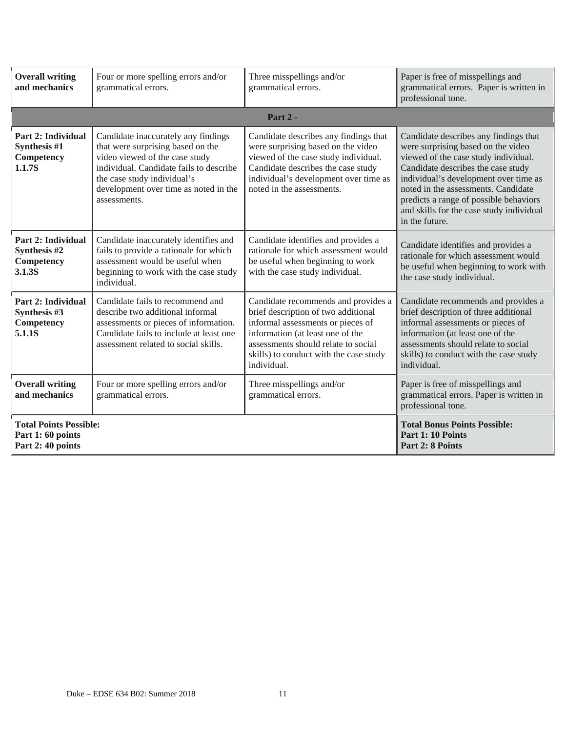| | | | |
|---|---|---|---|
| **Overall writing and mechanics** | Four or more spelling errors and/or grammatical errors. | Three misspellings and/or grammatical errors. | Paper is free of misspellings and grammatical errors. Paper is written in professional tone. |
| **Part 2 -** | | | |
| **Part 2: Individual Synthesis #1 Competency 1.1.7S** | Candidate inaccurately any findings that were surprising based on the video viewed of the case study individual. Candidate fails to describe the case study individual's development over time as noted in the assessments. | Candidate describes any findings that were surprising based on the video viewed of the case study individual. Candidate describes the case study individual's development over time as noted in the assessments. | Candidate describes any findings that were surprising based on the video viewed of the case study individual. Candidate describes the case study individual's development over time as noted in the assessments. Candidate predicts a range of possible behaviors and skills for the case study individual in the future. |
| **Part 2: Individual Synthesis #2 Competency 3.1.3S** | Candidate inaccurately identifies and fails to provide a rationale for which assessment would be useful when beginning to work with the case study individual. | Candidate identifies and provides a rationale for which assessment would be useful when beginning to work with the case study individual. | Candidate identifies and provides a rationale for which assessment would be useful when beginning to work with the case study individual. |
| **Part 2: Individual Synthesis #3 Competency 5.1.1S** | Candidate fails to recommend and describe two additional informal assessments or pieces of information. Candidate fails to include at least one assessment related to social skills. | Candidate recommends and provides a brief description of two additional informal assessments or pieces of information (at least one of the assessments should relate to social skills) to conduct with the case study individual. | Candidate recommends and provides a brief description of three additional informal assessments or pieces of information (at least one of the assessments should relate to social skills) to conduct with the case study individual. |
| **Overall writing and mechanics** | Four or more spelling errors and/or grammatical errors. | Three misspellings and/or grammatical errors. | Paper is free of misspellings and grammatical errors. Paper is written in professional tone. |
| **Total Points Possible: Part 1: 60 points Part 2: 40 points** | | | **Total Bonus Points Possible: Part 1: 10 Points Part 2: 8 Points** |